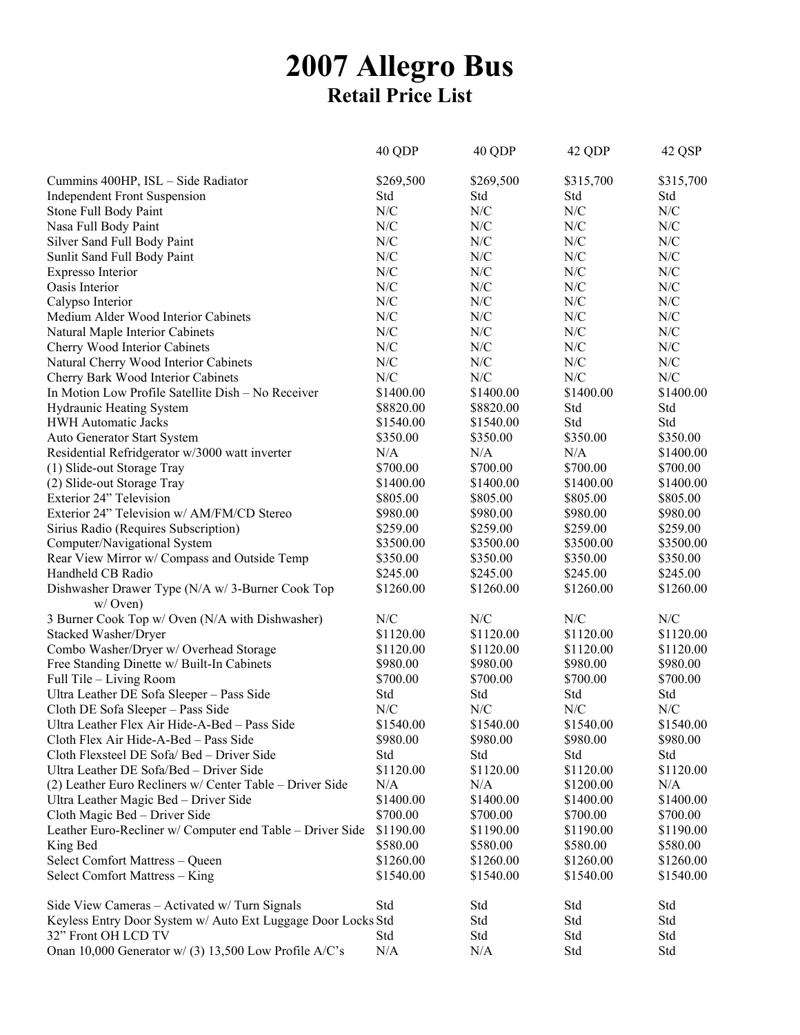# 2007 Allegro Bus
## Retail Price List

| | 40 QDP | 40 QDP | 42 QDP | 42 QSP |
|---|---|---|---|---|
| Cummins 400HP, ISL – Side Radiator | $269,500 | $269,500 | $315,700 | $315,700 |
| Independent Front Suspension | Std | Std | Std | Std |
| Stone Full Body Paint | N/C | N/C | N/C | N/C |
| Nasa Full Body Paint | N/C | N/C | N/C | N/C |
| Silver Sand Full Body Paint | N/C | N/C | N/C | N/C |
| Sunlit Sand Full Body Paint | N/C | N/C | N/C | N/C |
| Expresso Interior | N/C | N/C | N/C | N/C |
| Oasis Interior | N/C | N/C | N/C | N/C |
| Calypso Interior | N/C | N/C | N/C | N/C |
| Medium Alder Wood Interior Cabinets | N/C | N/C | N/C | N/C |
| Natural Maple Interior Cabinets | N/C | N/C | N/C | N/C |
| Cherry Wood Interior Cabinets | N/C | N/C | N/C | N/C |
| Natural Cherry Wood Interior Cabinets | N/C | N/C | N/C | N/C |
| Cherry Bark Wood Interior Cabinets | N/C | N/C | N/C | N/C |
| In Motion Low Profile Satellite Dish – No Receiver | $1400.00 | $1400.00 | $1400.00 | $1400.00 |
| Hydraunic Heating System | $8820.00 | $8820.00 | Std | Std |
| HWH Automatic Jacks | $1540.00 | $1540.00 | Std | Std |
| Auto Generator Start System | $350.00 | $350.00 | $350.00 | $350.00 |
| Residential Refridgerator w/3000 watt inverter | N/A | N/A | N/A | $1400.00 |
| (1) Slide-out Storage Tray | $700.00 | $700.00 | $700.00 | $700.00 |
| (2) Slide-out Storage Tray | $1400.00 | $1400.00 | $1400.00 | $1400.00 |
| Exterior 24" Television | $805.00 | $805.00 | $805.00 | $805.00 |
| Exterior 24" Television w/ AM/FM/CD Stereo | $980.00 | $980.00 | $980.00 | $980.00 |
| Sirius Radio (Requires Subscription) | $259.00 | $259.00 | $259.00 | $259.00 |
| Computer/Navigational System | $3500.00 | $3500.00 | $3500.00 | $3500.00 |
| Rear View Mirror w/ Compass and Outside Temp | $350.00 | $350.00 | $350.00 | $350.00 |
| Handheld CB Radio | $245.00 | $245.00 | $245.00 | $245.00 |
| Dishwasher Drawer Type (N/A w/ 3-Burner Cook Top w/ Oven) | $1260.00 | $1260.00 | $1260.00 | $1260.00 |
| 3 Burner Cook Top w/ Oven (N/A with Dishwasher) | N/C | N/C | N/C | N/C |
| Stacked Washer/Dryer | $1120.00 | $1120.00 | $1120.00 | $1120.00 |
| Combo Washer/Dryer w/ Overhead Storage | $1120.00 | $1120.00 | $1120.00 | $1120.00 |
| Free Standing Dinette w/ Built-In Cabinets | $980.00 | $980.00 | $980.00 | $980.00 |
| Full Tile – Living Room | $700.00 | $700.00 | $700.00 | $700.00 |
| Ultra Leather DE Sofa Sleeper – Pass Side | Std | Std | Std | Std |
| Cloth DE Sofa Sleeper – Pass Side | N/C | N/C | N/C | N/C |
| Ultra Leather Flex Air Hide-A-Bed – Pass Side | $1540.00 | $1540.00 | $1540.00 | $1540.00 |
| Cloth Flex Air Hide-A-Bed – Pass Side | $980.00 | $980.00 | $980.00 | $980.00 |
| Cloth Flexsteel DE Sofa/ Bed – Driver Side | Std | Std | Std | Std |
| Ultra Leather DE Sofa/Bed – Driver Side | $1120.00 | $1120.00 | $1120.00 | $1120.00 |
| (2) Leather Euro Recliners w/ Center Table – Driver Side | N/A | N/A | $1200.00 | N/A |
| Ultra Leather Magic Bed – Driver Side | $1400.00 | $1400.00 | $1400.00 | $1400.00 |
| Cloth Magic Bed – Driver Side | $700.00 | $700.00 | $700.00 | $700.00 |
| Leather Euro-Recliner w/ Computer end Table – Driver Side | $1190.00 | $1190.00 | $1190.00 | $1190.00 |
| King Bed | $580.00 | $580.00 | $580.00 | $580.00 |
| Select Comfort Mattress – Queen | $1260.00 | $1260.00 | $1260.00 | $1260.00 |
| Select Comfort Mattress – King | $1540.00 | $1540.00 | $1540.00 | $1540.00 |
| Side View Cameras – Activated w/ Turn Signals | Std | Std | Std | Std |
| Keyless Entry Door System w/ Auto Ext Luggage Door Locks | Std | Std | Std | Std |
| 32" Front OH LCD TV | Std | Std | Std | Std |
| Onan 10,000 Generator w/ (3) 13,500 Low Profile A/C's | N/A | N/A | Std | Std |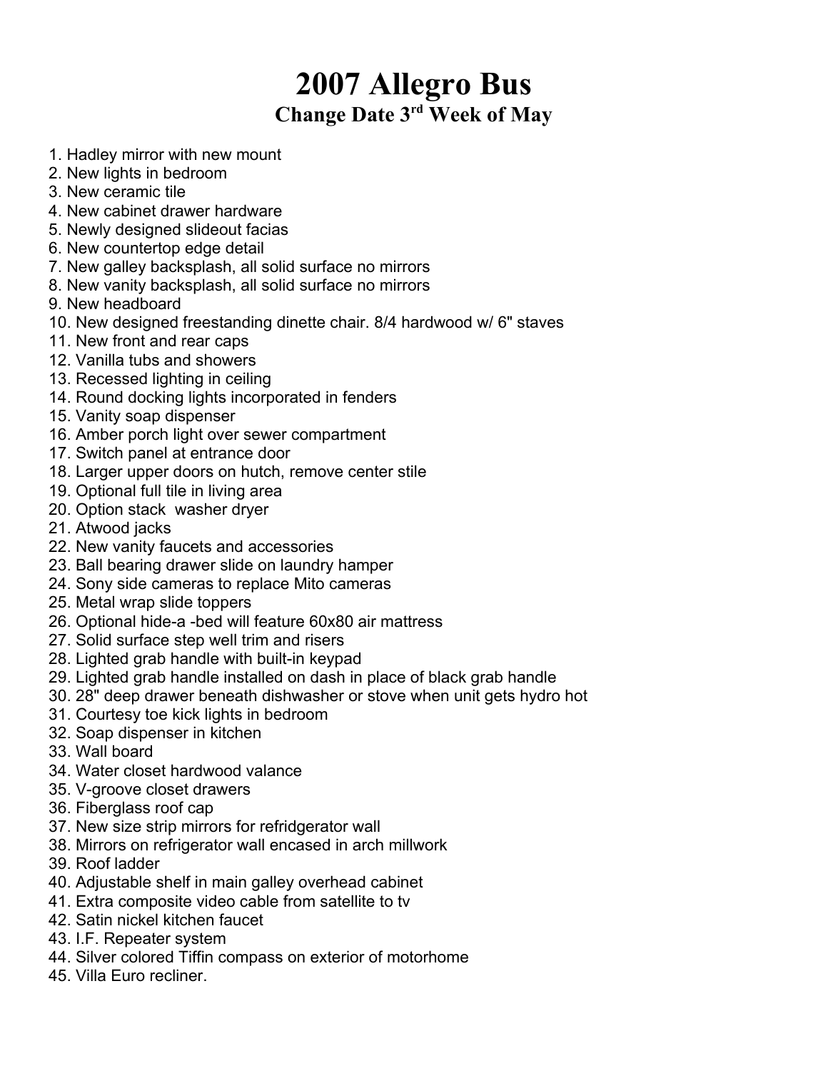# 2007 Allegro Bus

## Change Date 3rd Week of May

1. Hadley mirror with new mount
2. New lights in bedroom
3. New ceramic tile
4. New cabinet drawer hardware
5. Newly designed slideout facias
6. New countertop edge detail
7. New galley backsplash, all solid surface no mirrors
8. New vanity backsplash, all solid surface no mirrors
9. New headboard
10. New designed freestanding dinette chair. 8/4 hardwood w/ 6" staves
11. New front and rear caps
12. Vanilla tubs and showers
13. Recessed lighting in ceiling
14. Round docking lights incorporated in fenders
15. Vanity soap dispenser
16. Amber porch light over sewer compartment
17. Switch panel at entrance door
18. Larger upper doors on hutch, remove center stile
19. Optional full tile in living area
20. Option stack  washer dryer
21. Atwood jacks
22. New vanity faucets and accessories
23. Ball bearing drawer slide on laundry hamper
24. Sony side cameras to replace Mito cameras
25. Metal wrap slide toppers
26. Optional hide-a -bed will feature 60x80 air mattress
27. Solid surface step well trim and risers
28. Lighted grab handle with built-in keypad
29. Lighted grab handle installed on dash in place of black grab handle
30. 28" deep drawer beneath dishwasher or stove when unit gets hydro hot
31. Courtesy toe kick lights in bedroom
32. Soap dispenser in kitchen
33. Wall board
34. Water closet hardwood valance
35. V-groove closet drawers
36. Fiberglass roof cap
37. New size strip mirrors for refridgerator wall
38. Mirrors on refrigerator wall encased in arch millwork
39. Roof ladder
40. Adjustable shelf in main galley overhead cabinet
41. Extra composite video cable from satellite to tv
42. Satin nickel kitchen faucet
43. I.F. Repeater system
44. Silver colored Tiffin compass on exterior of motorhome
45. Villa Euro recliner.